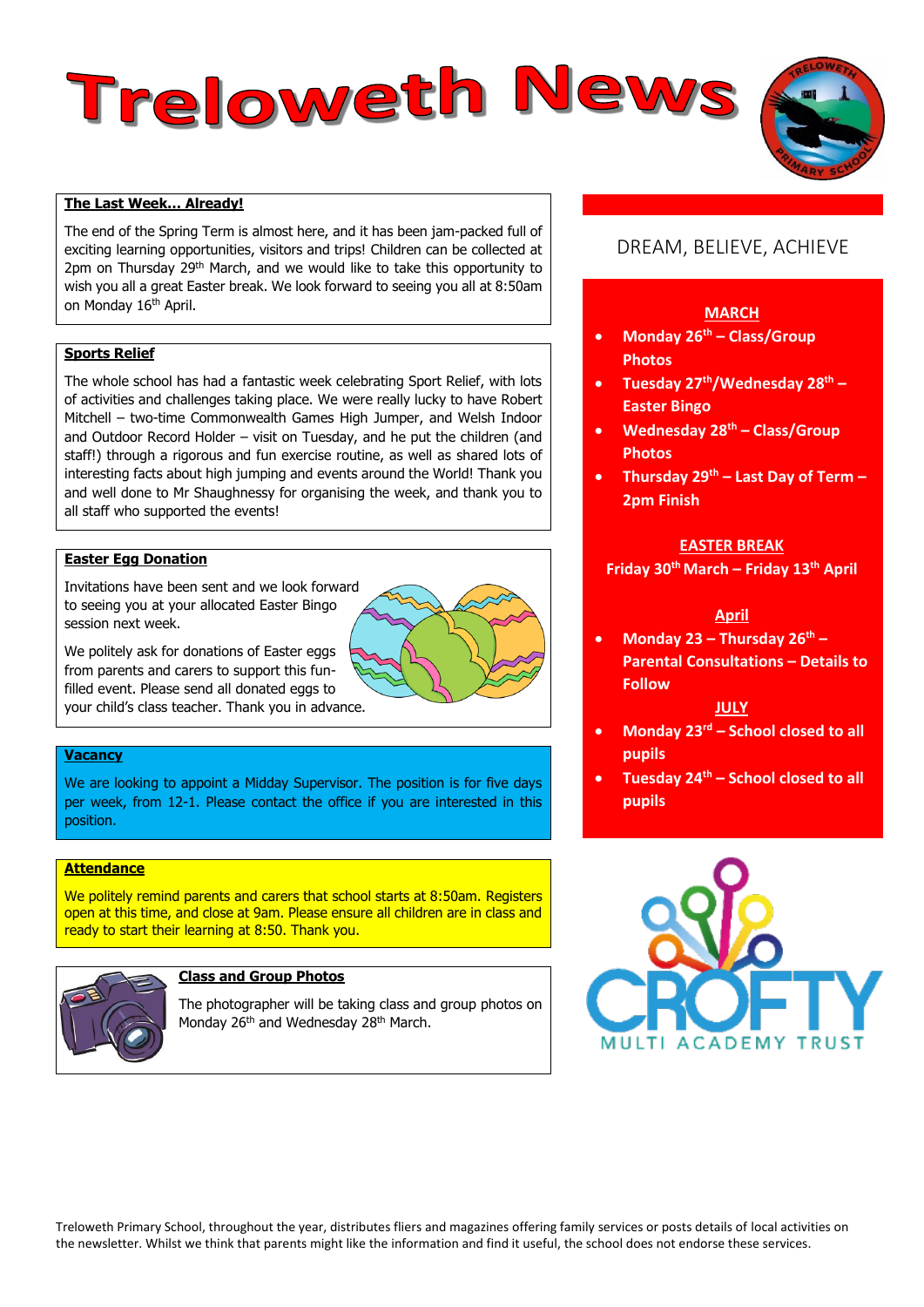# Treloweth News

## The Last Week… Already!

The end of the Spring Term is almost here, and it has been jam-packed full of exciting learning opportunities, visitors and trips! Children can be collected at 2pm on Thursday 29th March, and we would like to take this opportunity to wish you all a great Easter break. We look forward to seeing you all at 8:50am on Monday 16th April.

## Sports Relief

The whole school has had a fantastic week celebrating Sport Relief, with lots of activities and challenges taking place. We were really lucky to have Robert Mitchell – two-time Commonwealth Games High Jumper, and Welsh Indoor and Outdoor Record Holder – visit on Tuesday, and he put the children (and staff!) through a rigorous and fun exercise routine, as well as shared lots of interesting facts about high jumping and events around the World! Thank you and well done to Mr Shaughnessy for organising the week, and thank you to all staff who supported the events!

## Easter Egg Donation

Invitations have been sent and we look forward to seeing you at your allocated Easter Bingo session next week.

We politely ask for donations of Easter eggs from parents and carers to support this fun-filled event. Please send all donated eggs to your child's class teacher. Thank you in advance.

## Vacancy

We are looking to appoint a Midday Supervisor. The position is for five days per week, from 12-1. Please contact the office if you are interested in this position.

## Attendance

We politely remind parents and carers that school starts at 8:50am. Registers open at this time, and close at 9am. Please ensure all children are in class and ready to start their learning at 8:50. Thank you.

## Class and Group Photos

The photographer will be taking class and group photos on Monday 26th and Wednesday 28th March.

---

DREAM, BELIEVE, ACHIEVE

**MARCH**

- **Monday 26th – Class/Group Photos**
- **Tuesday 27th/Wednesday 28th – Easter Bingo**
- **Wednesday 28th – Class/Group Photos**
- **Thursday 29th – Last Day of Term – 2pm Finish**

**EASTER BREAK**

**Friday 30th March – Friday 13th April**

**April**

- **Monday 23 – Thursday 26th – Parental Consultations – Details to Follow**

**JULY**

- **Monday 23rd – School closed to all pupils**
- **Tuesday 24th – School closed to all pupils**

CROFTY MULTI ACADEMY TRUST

---

Treloweth Primary School, throughout the year, distributes fliers and magazines offering family services or posts details of local activities on the newsletter. Whilst we think that parents might like the information and find it useful, the school does not endorse these services.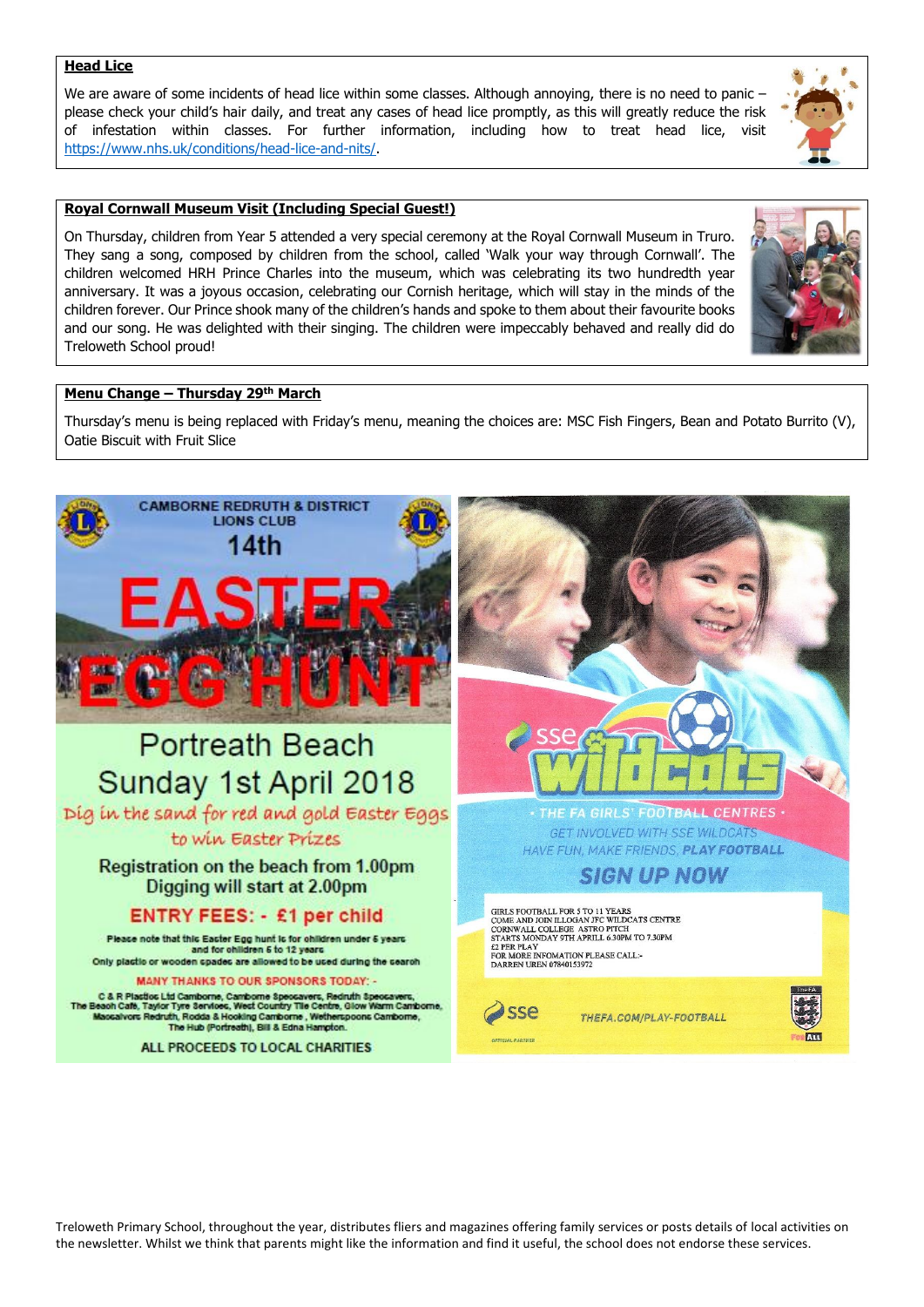## Head Lice

We are aware of some incidents of head lice within some classes. Although annoying, there is no need to panic – please check your child's hair daily, and treat any cases of head lice promptly, as this will greatly reduce the risk of infestation within classes. For further information, including how to treat head lice, visit https://www.nhs.uk/conditions/head-lice-and-nits/.

## Royal Cornwall Museum Visit (Including Special Guest!)

On Thursday, children from Year 5 attended a very special ceremony at the Royal Cornwall Museum in Truro. They sang a song, composed by children from the school, called 'Walk your way through Cornwall'. The children welcomed HRH Prince Charles into the museum, which was celebrating its two hundredth year anniversary. It was a joyous occasion, celebrating our Cornish heritage, which will stay in the minds of the children forever. Our Prince shook many of the children's hands and spoke to them about their favourite books and our song. He was delighted with their singing. The children were impeccably behaved and really did do Treloweth School proud!

## Menu Change – Thursday 29th March

Thursday's menu is being replaced with Friday's menu, meaning the choices are: MSC Fish Fingers, Bean and Potato Burrito (V), Oatie Biscuit with Fruit Slice

CAMBORNE REDRUTH & DISTRICT LIONS CLUB

14th

EASTER EGG HUNT

Portreath Beach

Sunday 1st April 2018

Dig in the sand for red and gold Easter Eggs to win Easter Prizes

Registration on the beach from 1.00pm

Digging will start at 2.00pm

ENTRY FEES: - £1 per child

Please note that this Easter Egg hunt is for children under 5 years and for children 5 to 12 years

Only plastic or wooden spades are allowed to be used during the search

MANY THANKS TO OUR SPONSORS TODAY: -

C & R Plastics Ltd Camborne, Camborne Specsavers, Redruth Specsavers, The Beach Café, Taylor Tyre Services, West Country Tile Centre, Glow Warm Camborne, Macsalvors Redruth, Rodda & Hooking Camborne, Wetherspoons Camborne, The Hub (Portreath), Bill & Edna Hampton.

ALL PROCEEDS TO LOCAL CHARITIES

sse wildcats

• THE FA GIRLS' FOOTBALL CENTRES •

GET INVOLVED WITH SSE WILDCATS

HAVE FUN, MAKE FRIENDS, PLAY FOOTBALL

SIGN UP NOW

GIRLS FOOTBALL FOR 5 TO 11 YEARS
COME AND JOIN ILLOGAN JFC WILDCATS CENTRE
CORNWALL COLLEGE ASTRO PITCH
STARTS MONDAY 9TH APRILL 6.30PM TO 7.30PM
£2 PER PLAY
FOR MORE INFOMATION PLEASE CALL:-
DARREN UREN 07840153972

sse

THEFA.COM/PLAY-FOOTBALL

Treloweth Primary School, throughout the year, distributes fliers and magazines offering family services or posts details of local activities on the newsletter. Whilst we think that parents might like the information and find it useful, the school does not endorse these services.